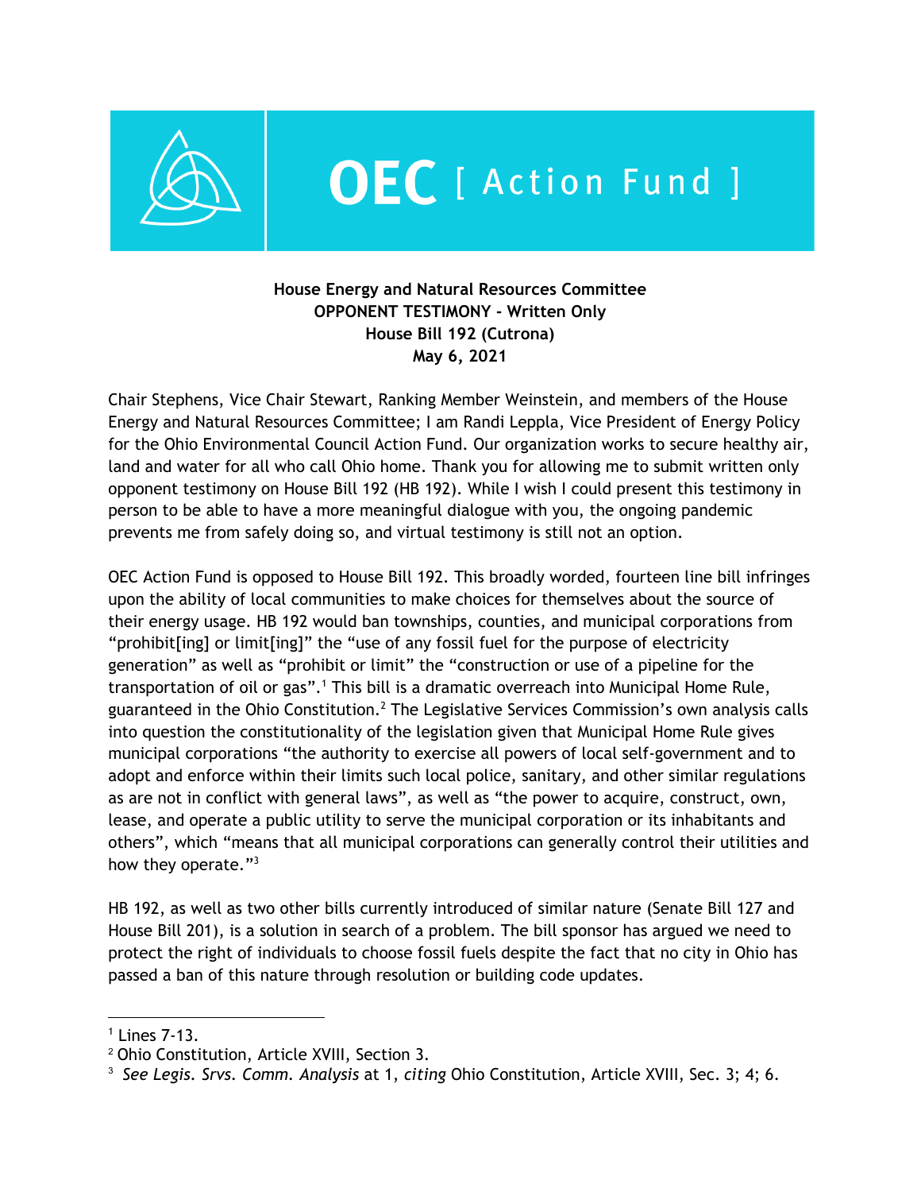**OEC [ Action Fund ]**

**House Energy and Natural Resources Committee**
**OPPONENT TESTIMONY - Written Only**
**House Bill 192 (Cutrona)**
**May 6, 2021**

Chair Stephens, Vice Chair Stewart, Ranking Member Weinstein, and members of the House Energy and Natural Resources Committee; I am Randi Leppla, Vice President of Energy Policy for the Ohio Environmental Council Action Fund. Our organization works to secure healthy air, land and water for all who call Ohio home. Thank you for allowing me to submit written only opponent testimony on House Bill 192 (HB 192). While I wish I could present this testimony in person to be able to have a more meaningful dialogue with you, the ongoing pandemic prevents me from safely doing so, and virtual testimony is still not an option.

OEC Action Fund is opposed to House Bill 192. This broadly worded, fourteen line bill infringes upon the ability of local communities to make choices for themselves about the source of their energy usage. HB 192 would ban townships, counties, and municipal corporations from "prohibit[ing] or limit[ing]" the "use of any fossil fuel for the purpose of electricity generation" as well as "prohibit or limit" the "construction or use of a pipeline for the transportation of oil or gas".[1] This bill is a dramatic overreach into Municipal Home Rule, guaranteed in the Ohio Constitution.[2] The Legislative Services Commission's own analysis calls into question the constitutionality of the legislation given that Municipal Home Rule gives municipal corporations "the authority to exercise all powers of local self-government and to adopt and enforce within their limits such local police, sanitary, and other similar regulations as are not in conflict with general laws", as well as "the power to acquire, construct, own, lease, and operate a public utility to serve the municipal corporation or its inhabitants and others", which "means that all municipal corporations can generally control their utilities and how they operate."[3]

HB 192, as well as two other bills currently introduced of similar nature (Senate Bill 127 and House Bill 201), is a solution in search of a problem. The bill sponsor has argued we need to protect the right of individuals to choose fossil fuels despite the fact that no city in Ohio has passed a ban of this nature through resolution or building code updates.

---

[1] Lines 7-13.

[2] Ohio Constitution, Article XVIII, Section 3.

[3] *See Legis. Srvs. Comm. Analysis* at 1, *citing* Ohio Constitution, Article XVIII, Sec. 3; 4; 6.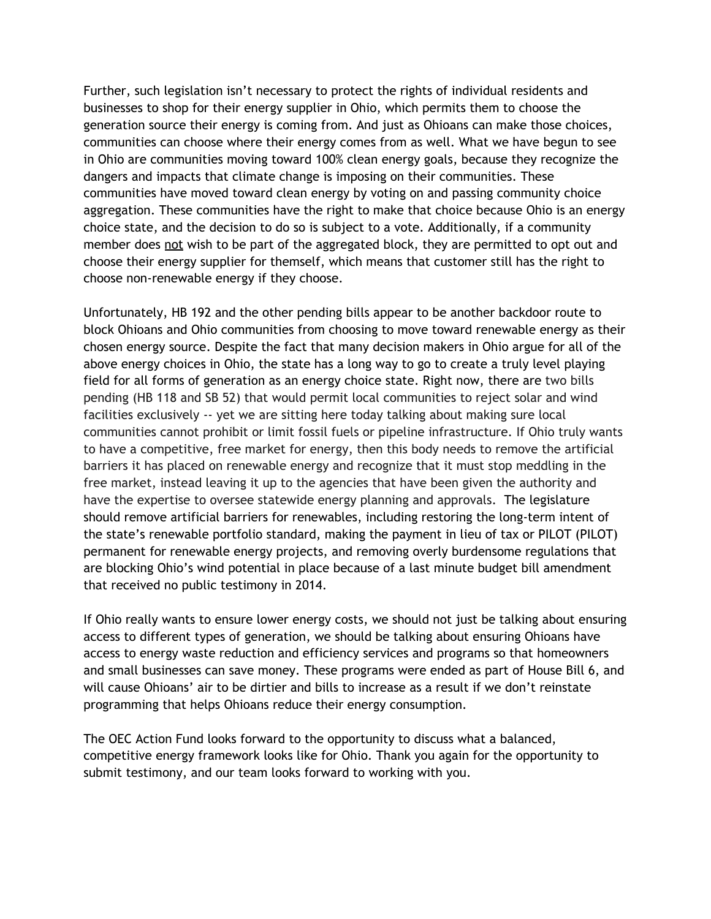Further, such legislation isn't necessary to protect the rights of individual residents and businesses to shop for their energy supplier in Ohio, which permits them to choose the generation source their energy is coming from. And just as Ohioans can make those choices, communities can choose where their energy comes from as well. What we have begun to see in Ohio are communities moving toward 100% clean energy goals, because they recognize the dangers and impacts that climate change is imposing on their communities. These communities have moved toward clean energy by voting on and passing community choice aggregation. These communities have the right to make that choice because Ohio is an energy choice state, and the decision to do so is subject to a vote. Additionally, if a community member does <u>not</u> wish to be part of the aggregated block, they are permitted to opt out and choose their energy supplier for themself, which means that customer still has the right to choose non-renewable energy if they choose.

Unfortunately, HB 192 and the other pending bills appear to be another backdoor route to block Ohioans and Ohio communities from choosing to move toward renewable energy as their chosen energy source. Despite the fact that many decision makers in Ohio argue for all of the above energy choices in Ohio, the state has a long way to go to create a truly level playing field for all forms of generation as an energy choice state. Right now, there are two bills pending (HB 118 and SB 52) that would permit local communities to reject solar and wind facilities exclusively -- yet we are sitting here today talking about making sure local communities cannot prohibit or limit fossil fuels or pipeline infrastructure. If Ohio truly wants to have a competitive, free market for energy, then this body needs to remove the artificial barriers it has placed on renewable energy and recognize that it must stop meddling in the free market, instead leaving it up to the agencies that have been given the authority and have the expertise to oversee statewide energy planning and approvals. The legislature should remove artificial barriers for renewables, including restoring the long-term intent of the state's renewable portfolio standard, making the payment in lieu of tax or PILOT (PILOT) permanent for renewable energy projects, and removing overly burdensome regulations that are blocking Ohio's wind potential in place because of a last minute budget bill amendment that received no public testimony in 2014.

If Ohio really wants to ensure lower energy costs, we should not just be talking about ensuring access to different types of generation, we should be talking about ensuring Ohioans have access to energy waste reduction and efficiency services and programs so that homeowners and small businesses can save money. These programs were ended as part of House Bill 6, and will cause Ohioans' air to be dirtier and bills to increase as a result if we don't reinstate programming that helps Ohioans reduce their energy consumption.

The OEC Action Fund looks forward to the opportunity to discuss what a balanced, competitive energy framework looks like for Ohio. Thank you again for the opportunity to submit testimony, and our team looks forward to working with you.